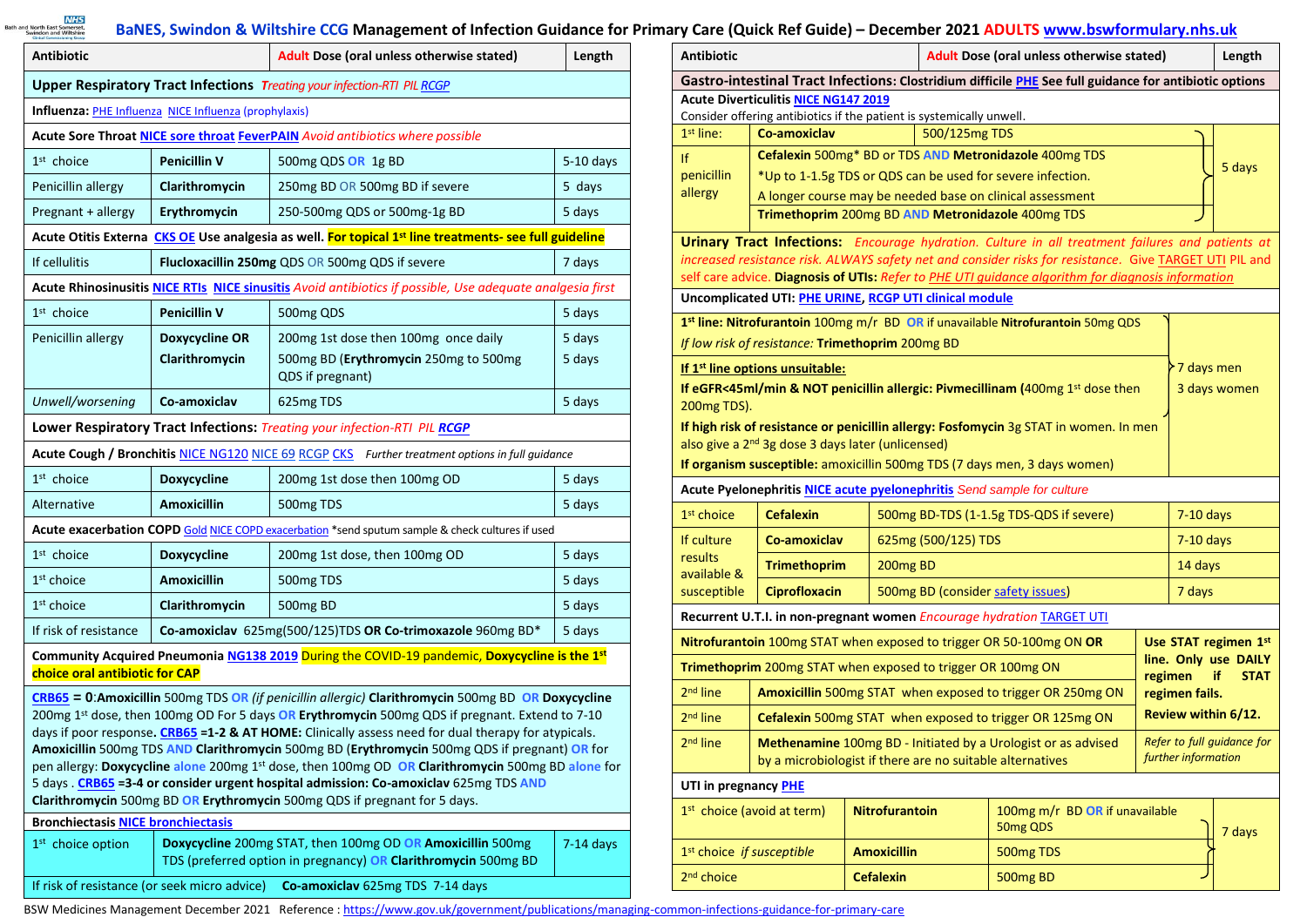# BaNES, Swindon & Wiltshire CCG Management of Infection Guidance for Primary Care (Quick Ref Guide) – December 2021 ADULTS www.bswformulary.nhs.uk

| Antibiotic | | Adult Dose (oral unless otherwise stated) | Length |
|---|---|---|---|
| **Upper Respiratory Tract Infections** *Treating your infection-RTI PIL* RCGP | | | |
| **Influenza:** PHE Influenza NICE Influenza (prophylaxis) | | | |
| **Acute Sore Throat** NICE sore throat FeverPAIN *Avoid antibiotics where possible* | | | |
| 1st choice | **Penicillin V** | 500mg QDS OR 1g BD | 5-10 days |
| Penicillin allergy | **Clarithromycin** | 250mg BD OR 500mg BD if severe | 5 days |
| Pregnant + allergy | **Erythromycin** | 250-500mg QDS or 500mg-1g BD | 5 days |
| **Acute Otitis Externa** CKS OE **Use analgesia as well. For topical 1st line treatments- see full guideline** | | | |
| If cellulitis | **Flucloxacillin 250mg** QDS OR 500mg QDS if severe | | 7 days |
| **Acute Rhinosinusitis** NICE RTIs NICE sinusitis *Avoid antibiotics if possible, Use adequate analgesia first* | | | |
| 1st choice | **Penicillin V** | 500mg QDS | 5 days |
| Penicillin allergy | **Doxycycline OR** | 200mg 1st dose then 100mg once daily | 5 days |
| | **Clarithromycin** | 500mg BD (**Erythromycin** 250mg to 500mg QDS if pregnant) | 5 days |
| *Unwell/worsening* | **Co-amoxiclav** | 625mg TDS | 5 days |
| **Lower Respiratory Tract Infections:** *Treating your infection-RTI PIL* RCGP | | | |
| **Acute Cough / Bronchitis** NICE NG120 NICE 69 RCGP CKS *Further treatment options in full guidance* | | | |
| 1st choice | **Doxycycline** | 200mg 1st dose then 100mg OD | 5 days |
| Alternative | **Amoxicillin** | 500mg TDS | 5 days |
| **Acute exacerbation COPD** Gold NICE COPD exacerbation *send sputum sample & check cultures if used | | | |
| 1st choice | **Doxycycline** | 200mg 1st dose, then 100mg OD | 5 days |
| 1st choice | **Amoxicillin** | 500mg TDS | 5 days |
| 1st choice | **Clarithromycin** | 500mg BD | 5 days |
| If risk of resistance | **Co-amoxiclav** 625mg(500/125)TDS **OR Co-trimoxazole** 960mg BD* | | 5 days |
| **Community Acquired Pneumonia** NG138 2019 **During the COVID-19 pandemic, Doxycycline is the 1st choice oral antibiotic for CAP** | | | |
| CRB65 **= 0**:**Amoxicillin** 500mg TDS OR *(if penicillin allergic)* **Clarithromycin** 500mg BD OR **Doxycycline** 200mg 1st dose, then 100mg OD For 5 days OR **Erythromycin** 500mg QDS if pregnant. Extend to 7-10 days if poor response. CRB65 **=1-2 & AT HOME:** Clinically assess need for dual therapy for atypicals. **Amoxicillin** 500mg TDS AND **Clarithromycin** 500mg BD (**Erythromycin** 500mg QDS if pregnant) OR for pen allergy: **Doxycycline** alone 200mg 1st dose, then 100mg OD OR **Clarithromycin** 500mg BD alone for 5 days . CRB65 **=3-4 or consider urgent hospital admission: Co-amoxiclav** 625mg TDS AND **Clarithromycin** 500mg BD OR **Erythromycin** 500mg QDS if pregnant for 5 days. | | | |
| **Bronchiectasis** NICE bronchiectasis | | | |
| 1st choice option | **Doxycycline** 200mg STAT, then 100mg OD OR **Amoxicillin** 500mg TDS (preferred option in pregnancy) OR **Clarithromycin** 500mg BD | | 7-14 days |
| If risk of resistance (or seek micro advice) | **Co-amoxiclav** 625mg TDS 7-14 days | | |

| Antibiotic | | Adult Dose (oral unless otherwise stated) | Length |
|---|---|---|---|
| **Gastro-intestinal Tract Infections: Clostridium difficile** PHE **See full guidance for antibiotic options** | | | |
| **Acute Diverticulitis** NICE NG147 2019<br>Consider offering antibiotics if the patient is systemically unwell. | | | |
| 1st line: | **Co-amoxiclav** | 500/125mg TDS | 5 days |
| If penicillin allergy | **Cefalexin** 500mg* BD or TDS AND **Metronidazole** 400mg TDS<br>*Up to 1-1.5g TDS or QDS can be used for severe infection.<br>A longer course may be needed base on clinical assessment | | 5 days |
| | **Trimethoprim** 200mg BD AND **Metronidazole** 400mg TDS | | 5 days |
| **Urinary Tract Infections:** *Encourage hydration. Culture in all treatment failures and patients at increased resistance risk. ALWAYS safety net and consider risks for resistance.* Give TARGET UTI PIL and self care advice. **Diagnosis of UTIs:** *Refer to PHE UTI guidance algorithm for diagnosis information* | | | |
| **Uncomplicated UTI:** PHE URINE, RCGP UTI clinical module | | | |
| **1st line: Nitrofurantoin** 100mg m/r BD OR if unavailable **Nitrofurantoin** 50mg QDS<br>*If low risk of resistance:* **Trimethoprim** 200mg BD<br>**If 1st line options unsuitable:**<br>**If eGFR<45ml/min & NOT penicillin allergic: Pivmecillinam (**400mg 1st dose then 200mg TDS).<br>**If high risk of resistance or penicillin allergy: Fosfomycin** 3g STAT in women. In men also give a 2nd 3g dose 3 days later (unlicensed)<br>**If organism susceptible:** amoxicillin 500mg TDS (7 days men, 3 days women) | | | 7 days men<br>3 days women |
| **Acute Pyelonephritis** NICE acute pyelonephritis *Send sample for culture* | | | |
| 1st choice | **Cefalexin** | 500mg BD-TDS (1-1.5g TDS-QDS if severe) | 7-10 days |
| If culture results available & susceptible | **Co-amoxiclav** | 625mg (500/125) TDS | 7-10 days |
| | **Trimethoprim** | 200mg BD | 14 days |
| | **Ciprofloxacin** | 500mg BD (consider safety issues) | 7 days |
| **Recurrent U.T.I. in non-pregnant women** *Encourage hydration* TARGET UTI | | | |
| **Nitrofurantoin** 100mg STAT when exposed to trigger OR 50-100mg ON **OR** | | | **Use STAT regimen 1st line. Only use DAILY regimen if STAT regimen fails. Review within 6/12.** |
| **Trimethoprim** 200mg STAT when exposed to trigger OR 100mg ON | | | |
| 2nd line | **Amoxicillin** 500mg STAT when exposed to trigger OR 250mg ON | | |
| 2nd line | **Cefalexin** 500mg STAT when exposed to trigger OR 125mg ON | | |
| 2nd line | **Methenamine** 100mg BD - Initiated by a Urologist or as advised by a microbiologist if there are no suitable alternatives | | *Refer to full guidance for further information* |
| **UTI in pregnancy** PHE | | | |
| 1st choice (avoid at term) | **Nitrofurantoin** | 100mg m/r BD OR if unavailable 50mg QDS | 7 days |
| 1st choice *if susceptible* | **Amoxicillin** | 500mg TDS | 7 days |
| 2nd choice | **Cefalexin** | 500mg BD | 7 days |

BSW Medicines Management December 2021 Reference : https://www.gov.uk/government/publications/managing-common-infections-guidance-for-primary-care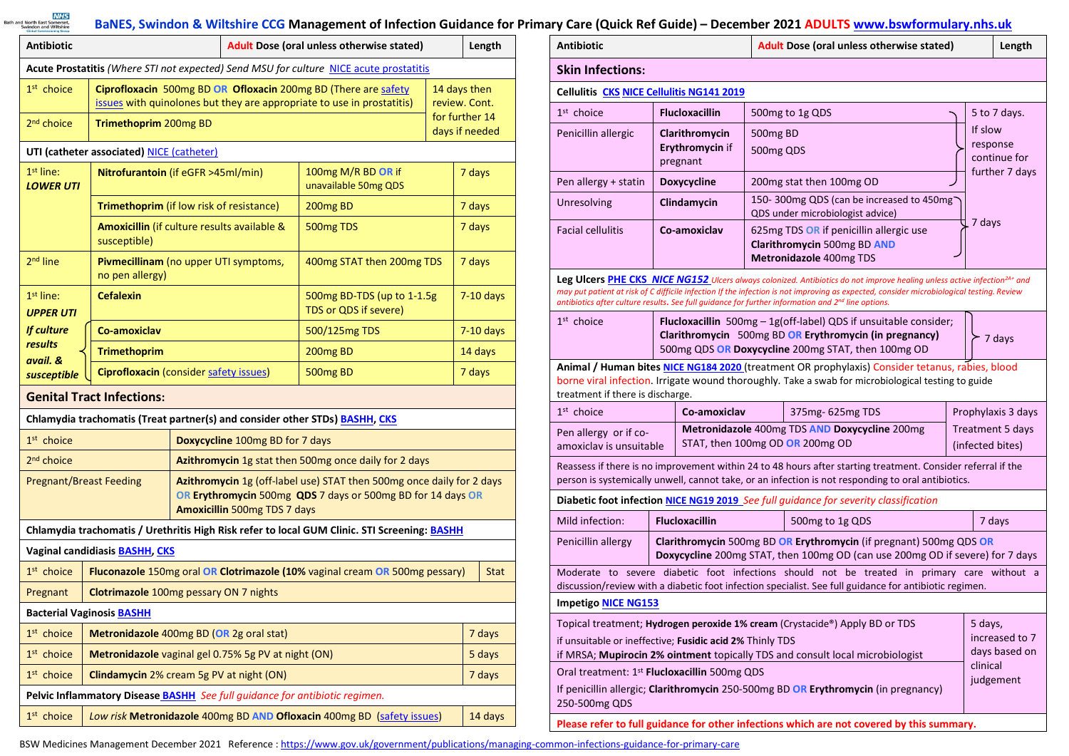# BaNES, Swindon & Wiltshire CCG Management of Infection Guidance for Primary Care (Quick Ref Guide) – December 2021 ADULTS www.bswformulary.nhs.uk

| Antibiotic | | Adult Dose (oral unless otherwise stated) | Length |
|---|---|---|---|
| **Acute Prostatitis** *(Where STI not expected)* Send MSU for culture NICE acute prostatitis | | | |
| 1st choice | **Ciprofloxacin** 500mg BD **OR** **Ofloxacin** 200mg BD (There are safety issues with quinolones but they are appropriate to use in prostatitis) | | 14 days then review. Cont. for further 14 days if needed |
| 2nd choice | **Trimethoprim** 200mg BD | | |

| | | | |
|---|---|---|---|
| **UTI (catheter associated)** NICE (catheter) | | | |
| 1st line: ***LOWER UTI*** | **Nitrofurantoin** (if eGFR >45ml/min) | 100mg M/R BD **OR** if unavailable 50mg QDS | 7 days |
| | **Trimethoprim** (if low risk of resistance) | 200mg BD | 7 days |
| | **Amoxicillin** (if culture results available & susceptible) | 500mg TDS | 7 days |
| 2nd line | **Pivmecillinam** (no upper UTI symptoms, no pen allergy) | 400mg STAT then 200mg TDS | 7 days |
| 1st line: ***UPPER UTI*** | **Cefalexin** | 500mg BD-TDS (up to 1-1.5g TDS or QDS if severe) | 7-10 days |
| ***If culture results avail. & susceptible*** | **Co-amoxiclav** | 500/125mg TDS | 7-10 days |
| | **Trimethoprim** | 200mg BD | 14 days |
| | **Ciprofloxacin** (consider safety issues) | 500mg BD | 7 days |

## Genital Tract Infections:

| | | |
|---|---|---|
| **Chlamydia trachomatis (Treat partner(s) and consider other STDs)** BASHH, CKS | | |
| 1st choice | **Doxycycline** 100mg BD for 7 days | |
| 2nd choice | **Azithromycin** 1g stat then 500mg once daily for 2 days | |
| Pregnant/Breast Feeding | **Azithromycin** 1g (off-label use) STAT then 500mg once daily for 2 days **OR** **Erythromycin** 500mg **QDS** 7 days or 500mg BD for 14 days **OR** **Amoxicillin** 500mg TDS 7 days | |
| **Chlamydia trachomatis / Urethritis High Risk refer to local GUM Clinic. STI Screening:** BASHH | | |
| **Vaginal candidiasis** BASHH, CKS | | |
| 1st choice | **Fluconazole** 150mg oral **OR** **Clotrimazole (10%** vaginal cream **OR** 500mg pessary) | Stat |
| Pregnant | **Clotrimazole** 100mg pessary ON 7 nights | |
| **Bacterial Vaginosis** BASHH | | |
| 1st choice | **Metronidazole** 400mg BD (**OR** 2g oral stat) | 7 days |
| 1st choice | **Metronidazole** vaginal gel 0.75% 5g PV at night (ON) | 5 days |
| 1st choice | **Clindamycin** 2% cream 5g PV at night (ON) | 7 days |
| **Pelvic Inflammatory Disease** BASHH *See full guidance for antibiotic regimen.* | | |
| 1st choice | *Low risk* **Metronidazole** 400mg BD **AND** **Ofloxacin** 400mg BD (safety issues) | 14 days |

| Antibiotic | | Adult Dose (oral unless otherwise stated) | Length |
|---|---|---|---|
| **Skin Infections:** | | | |
| **Cellulitis** CKS NICE Cellulitis NG141 2019 | | | |
| 1st choice | **Flucloxacillin** | 500mg to 1g QDS | 5 to 7 days. If slow response continue for further 7 days |
| Penicillin allergic | **Clarithromycin** / **Erythromycin** if pregnant | 500mg BD / 500mg QDS | |
| Pen allergy + statin | **Doxycycline** | 200mg stat then 100mg OD | |
| Unresolving | **Clindamycin** | 150- 300mg QDS (can be increased to 450mg QDS under microbiologist advice) | 7 days |
| Facial cellulitis | **Co-amoxiclav** | 625mg TDS **OR** if penicillin allergic use **Clarithromycin** 500mg BD **AND** **Metronidazole** 400mg TDS | |
| **Leg Ulcers** PHE CKS *NICE NG152* *Ulcers always colonized. Antibiotics do not improve healing unless active infection[2A+] and may put patient at risk of C difficile infection If the infection is not improving as expected, consider microbiological testing. Review antibiotics after culture results. See full guidance for further information and 2nd line options.* | | | |
| 1st choice | **Flucloxacillin** 500mg – 1g(off-label) QDS if unsuitable consider; **Clarithromycin** 500mg BD **OR** **Erythromycin (in pregnancy)** 500mg QDS **OR** **Doxycycline** 200mg STAT, then 100mg OD | | 7 days |

| | | | |
|---|---|---|---|
| **Animal / Human bites** NICE NG184 2020 (treatment OR prophylaxis) Consider tetanus, rabies, blood borne viral infection. Irrigate wound thoroughly. Take a swab for microbiological testing to guide treatment if there is discharge. | | | |
| 1st choice | **Co-amoxiclav** | 375mg- 625mg TDS | Prophylaxis 3 days |
| Pen allergy or if co-amoxiclav is unsuitable | **Metronidazole** 400mg TDS **AND** **Doxycycline** 200mg STAT, then 100mg OD **OR** 200mg OD | | Treatment 5 days (infected bites) |
| Reassess if there is no improvement within 24 to 48 hours after starting treatment. Consider referral if the person is systemically unwell, cannot take, or an infection is not responding to oral antibiotics. | | | |
| **Diabetic foot infection** NICE NG19 2019 *See full guidance for severity classification* | | | |
| Mild infection: | **Flucloxacillin** | 500mg to 1g QDS | 7 days |
| Penicillin allergy | **Clarithromycin** 500mg BD **OR** **Erythromycin** (if pregnant) 500mg QDS **OR** **Doxycycline** 200mg STAT, then 100mg OD (can use 200mg OD if severe) for 7 days | | |
| Moderate to severe diabetic foot infections should not be treated in primary care without a discussion/review with a diabetic foot infection specialist. See full guidance for antibiotic regimen. | | | |

| | |
|---|---|
| **Impetigo** NICE NG153 | |
| Topical treatment; **Hydrogen peroxide 1% cream** (Crystacide®) Apply BD or TDS<br>if unsuitable or ineffective; **Fusidic acid 2%** Thinly TDS<br>if MRSA; **Mupirocin 2% ointment** topically TDS and consult local microbiologist | 5 days, increased to 7 days based on clinical judgement |
| Oral treatment: 1st **Flucloxacillin** 500mg QDS<br>If penicillin allergic; **Clarithromycin** 250-500mg BD **OR** **Erythromycin** (in pregnancy) 250-500mg QDS | |

**Please refer to full guidance for other infections which are not covered by this summary.**

BSW Medicines Management December 2021 Reference : https://www.gov.uk/government/publications/managing-common-infections-guidance-for-primary-care